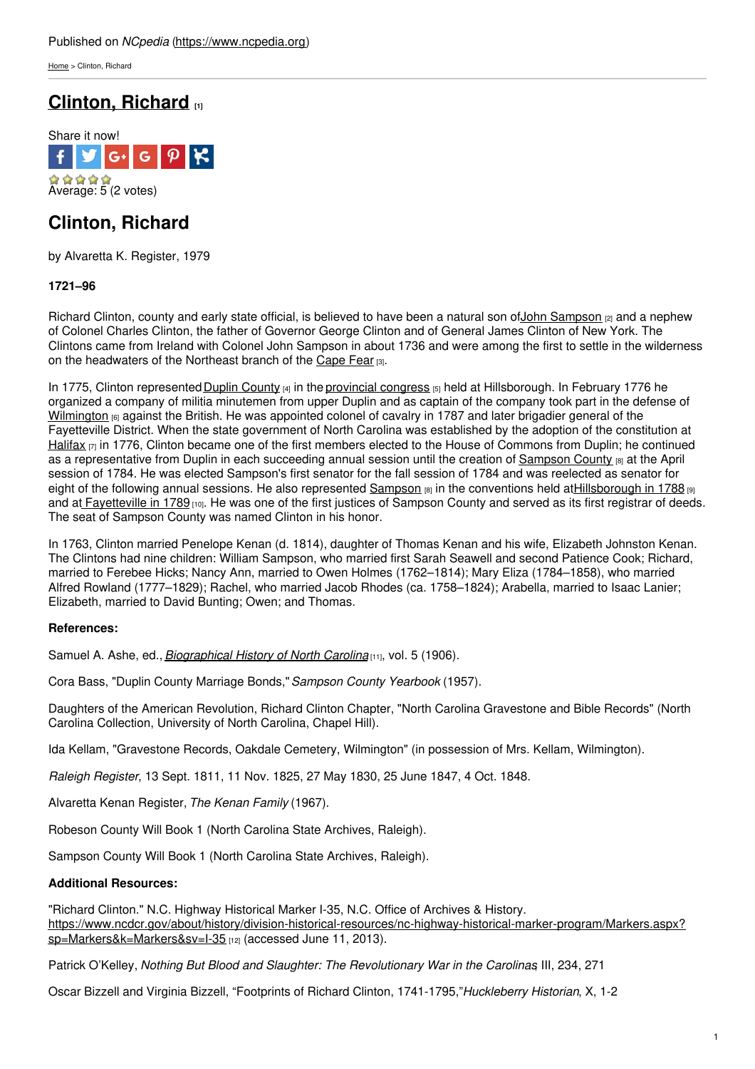Published on *NCpedia* (https://www.ncpedia.org)

Home > Clinton, Richard

# Clinton, Richard [1]

Share it now!

Average: 5 (2 votes)

# Clinton, Richard

by Alvaretta K. Register, 1979

**1721–96**

Richard Clinton, county and early state official, is believed to have been a natural son of John Sampson [2] and a nephew of Colonel Charles Clinton, the father of Governor George Clinton and of General James Clinton of New York. The Clintons came from Ireland with Colonel John Sampson in about 1736 and were among the first to settle in the wilderness on the headwaters of the Northeast branch of the Cape Fear [3].

In 1775, Clinton represented Duplin County [4] in the provincial congress [5] held at Hillsborough. In February 1776 he organized a company of militia minutemen from upper Duplin and as captain of the company took part in the defense of Wilmington [6] against the British. He was appointed colonel of cavalry in 1787 and later brigadier general of the Fayetteville District. When the state government of North Carolina was established by the adoption of the constitution at Halifax [7] in 1776, Clinton became one of the first members elected to the House of Commons from Duplin; he continued as a representative from Duplin in each succeeding annual session until the creation of Sampson County [8] at the April session of 1784. He was elected Sampson's first senator for the fall session of 1784 and was reelected as senator for eight of the following annual sessions. He also represented Sampson [8] in the conventions held at Hillsborough in 1788 [9] and at Fayetteville in 1789 [10]. He was one of the first justices of Sampson County and served as its first registrar of deeds. The seat of Sampson County was named Clinton in his honor.

In 1763, Clinton married Penelope Kenan (d. 1814), daughter of Thomas Kenan and his wife, Elizabeth Johnston Kenan. The Clintons had nine children: William Sampson, who married first Sarah Seawell and second Patience Cook; Richard, married to Ferebee Hicks; Nancy Ann, married to Owen Holmes (1762–1814); Mary Eliza (1784–1858), who married Alfred Rowland (1777–1829); Rachel, who married Jacob Rhodes (ca. 1758–1824); Arabella, married to Isaac Lanier; Elizabeth, married to David Bunting; Owen; and Thomas.

**References:**

Samuel A. Ashe, ed., *Biographical History of North Carolina* [11], vol. 5 (1906).

Cora Bass, "Duplin County Marriage Bonds," *Sampson County Yearbook* (1957).

Daughters of the American Revolution, Richard Clinton Chapter, "North Carolina Gravestone and Bible Records" (North Carolina Collection, University of North Carolina, Chapel Hill).

Ida Kellam, "Gravestone Records, Oakdale Cemetery, Wilmington" (in possession of Mrs. Kellam, Wilmington).

*Raleigh Register*, 13 Sept. 1811, 11 Nov. 1825, 27 May 1830, 25 June 1847, 4 Oct. 1848.

Alvaretta Kenan Register, *The Kenan Family* (1967).

Robeson County Will Book 1 (North Carolina State Archives, Raleigh).

Sampson County Will Book 1 (North Carolina State Archives, Raleigh).

**Additional Resources:**

"Richard Clinton." N.C. Highway Historical Marker I-35, N.C. Office of Archives & History. https://www.ncdcr.gov/about/history/division-historical-resources/nc-highway-historical-marker-program/Markers.aspx?sp=Markers&k=Markers&sv=I-35 [12] (accessed June 11, 2013).

Patrick O'Kelley, *Nothing But Blood and Slaughter: The Revolutionary War in the Carolinas*, III, 234, 271

Oscar Bizzell and Virginia Bizzell, "Footprints of Richard Clinton, 1741-1795," *Huckleberry Historian*, X, 1-2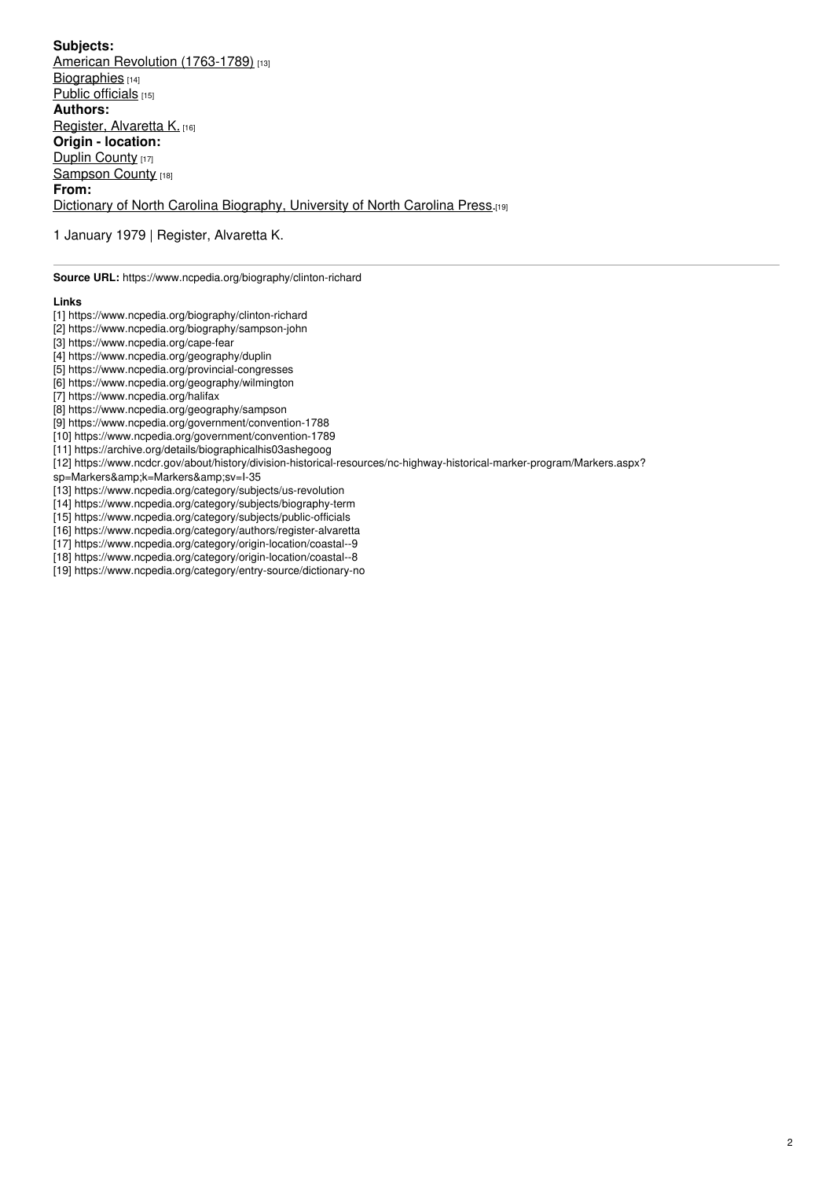**Subjects:**
American Revolution (1763-1789) [13]
Biographies [14]
Public officials [15]
**Authors:**
Register, Alvaretta K. [16]
**Origin - location:**
Duplin County [17]
Sampson County [18]
**From:**
Dictionary of North Carolina Biography, University of North Carolina Press.[19]

1 January 1979 | Register, Alvaretta K.

---

**Source URL:** https://www.ncpedia.org/biography/clinton-richard

**Links**

[1] https://www.ncpedia.org/biography/clinton-richard
[2] https://www.ncpedia.org/biography/sampson-john
[3] https://www.ncpedia.org/cape-fear
[4] https://www.ncpedia.org/geography/duplin
[5] https://www.ncpedia.org/provincial-congresses
[6] https://www.ncpedia.org/geography/wilmington
[7] https://www.ncpedia.org/halifax
[8] https://www.ncpedia.org/geography/sampson
[9] https://www.ncpedia.org/government/convention-1788
[10] https://www.ncpedia.org/government/convention-1789
[11] https://archive.org/details/biographicalhis03ashegoog
[12] https://www.ncdcr.gov/about/history/division-historical-resources/nc-highway-historical-marker-program/Markers.aspx?sp=Markers&amp;k=Markers&amp;sv=I-35
[13] https://www.ncpedia.org/category/subjects/us-revolution
[14] https://www.ncpedia.org/category/subjects/biography-term
[15] https://www.ncpedia.org/category/subjects/public-officials
[16] https://www.ncpedia.org/category/authors/register-alvaretta
[17] https://www.ncpedia.org/category/origin-location/coastal--9
[18] https://www.ncpedia.org/category/origin-location/coastal--8
[19] https://www.ncpedia.org/category/entry-source/dictionary-no